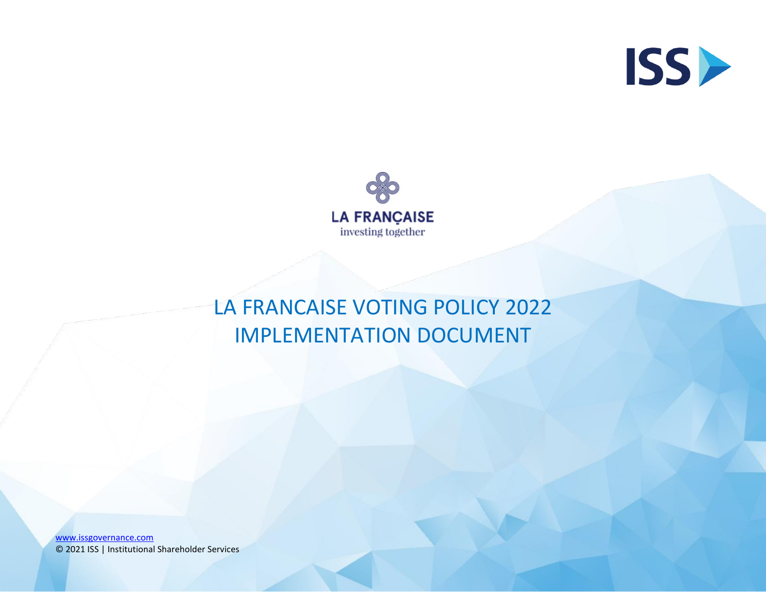ISS

LA FRANÇAISE

investing together

# LA FRANCAISE VOTING POLICY 2022 IMPLEMENTATION DOCUMENT

www.issgovernance.com

© 2021 ISS | Institutional Shareholder Services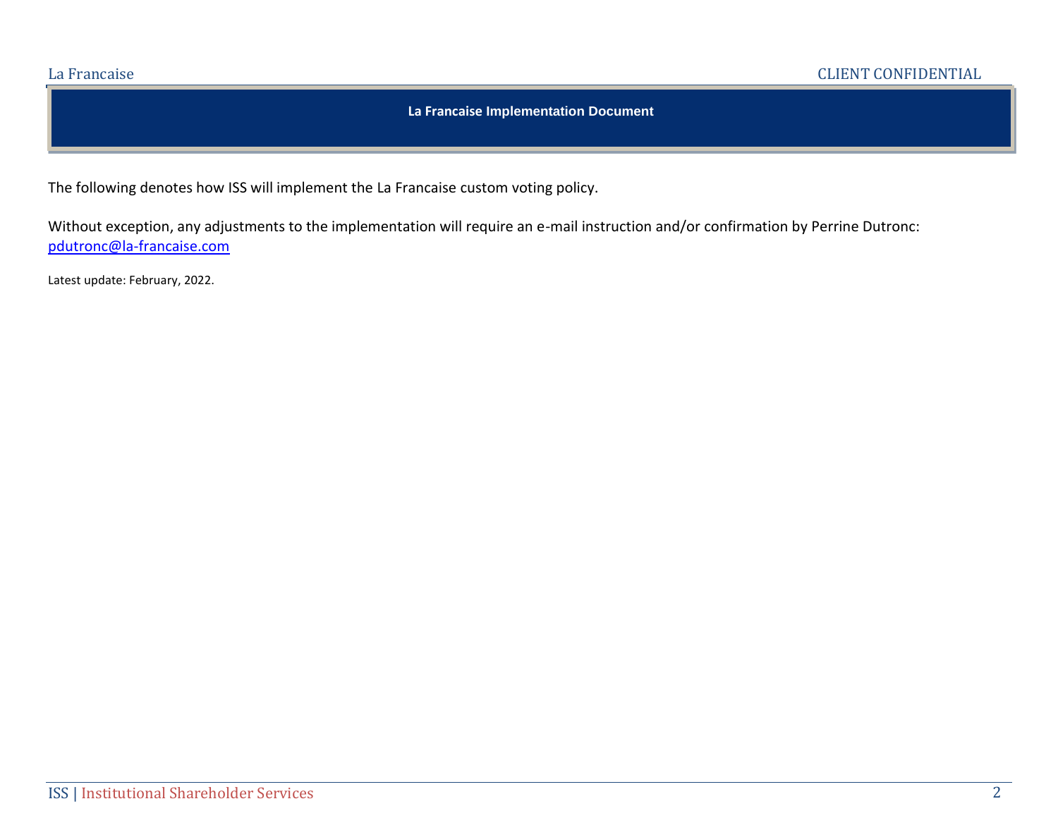# La Francaise Implementation Document

The following denotes how ISS will implement the La Francaise custom voting policy.

Without exception, any adjustments to the implementation will require an e-mail instruction and/or confirmation by Perrine Dutronc: pdutronc@la-francaise.com

Latest update: February, 2022.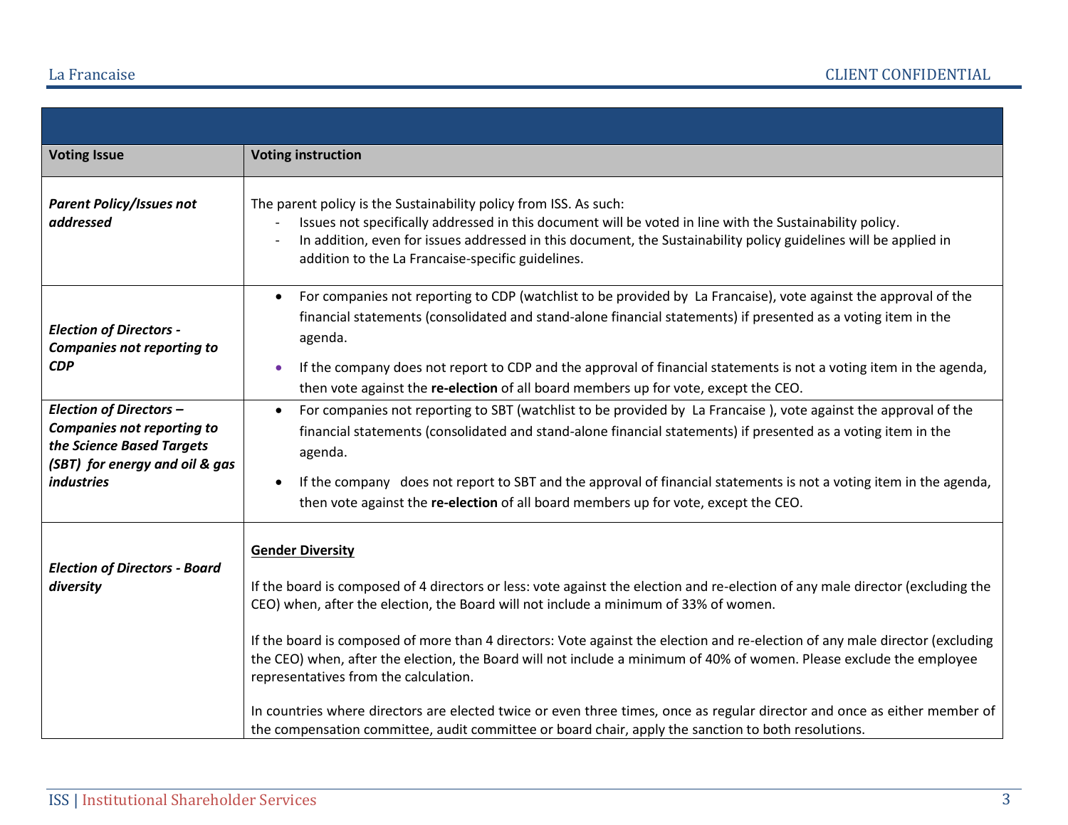| Voting Issue | Voting instruction |
| --- | --- |
| ***Parent Policy/Issues not addressed*** | The parent policy is the Sustainability policy from ISS. As such:<br>- Issues not specifically addressed in this document will be voted in line with the Sustainability policy.<br>- In addition, even for issues addressed in this document, the Sustainability policy guidelines will be applied in addition to the La Francaise-specific guidelines. |
| ***Election of Directors - Companies not reporting to CDP*** | • For companies not reporting to CDP (watchlist to be provided by La Francaise), vote against the approval of the financial statements (consolidated and stand-alone financial statements) if presented as a voting item in the agenda.<br>• If the company does not report to CDP and the approval of financial statements is not a voting item in the agenda, then vote against the **re-election** of all board members up for vote, except the CEO. |
| ***Election of Directors – Companies not reporting to the Science Based Targets (SBT) for energy and oil & gas industries*** | • For companies not reporting to SBT (watchlist to be provided by La Francaise ), vote against the approval of the financial statements (consolidated and stand-alone financial statements) if presented as a voting item in the agenda.<br>• If the company does not report to SBT and the approval of financial statements is not a voting item in the agenda, then vote against the **re-election** of all board members up for vote, except the CEO. |
| ***Election of Directors - Board diversity*** | **Gender Diversity**<br><br>If the board is composed of 4 directors or less: vote against the election and re-election of any male director (excluding the CEO) when, after the election, the Board will not include a minimum of 33% of women.<br><br>If the board is composed of more than 4 directors: Vote against the election and re-election of any male director (excluding the CEO) when, after the election, the Board will not include a minimum of 40% of women. Please exclude the employee representatives from the calculation.<br><br>In countries where directors are elected twice or even three times, once as regular director and once as either member of the compensation committee, audit committee or board chair, apply the sanction to both resolutions. |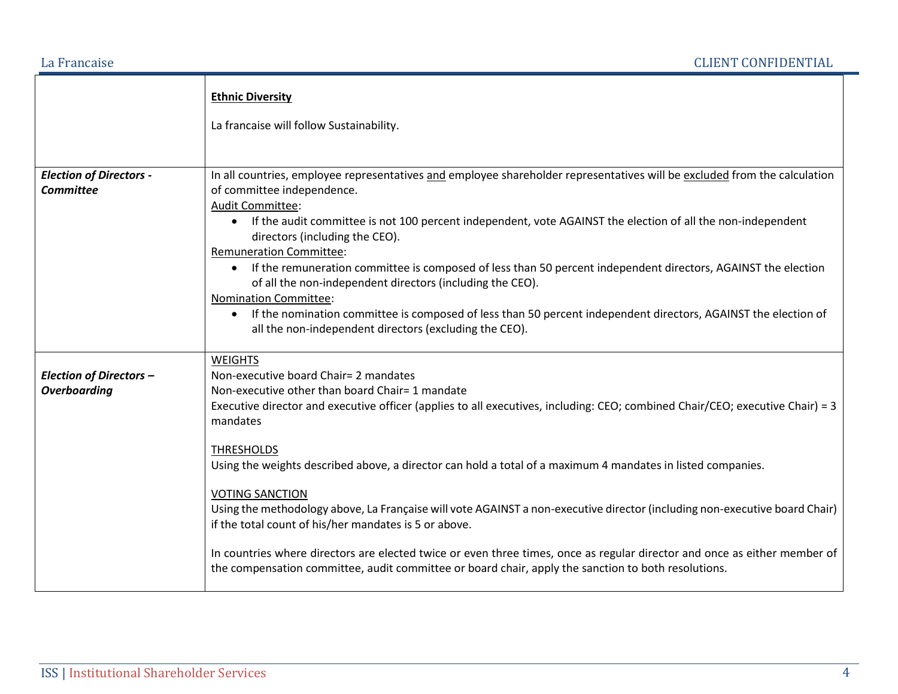| | |
|---|---|
| | **Ethnic Diversity**<br><br>La francaise will follow Sustainability. |
| ***Election of Directors - Committee*** | In all countries, employee representatives and employee shareholder representatives will be excluded from the calculation of committee independence.<br>Audit Committee:<br>• If the audit committee is not 100 percent independent, vote AGAINST the election of all the non-independent directors (including the CEO).<br>Remuneration Committee:<br>• If the remuneration committee is composed of less than 50 percent independent directors, AGAINST the election of all the non-independent directors (including the CEO).<br>Nomination Committee:<br>• If the nomination committee is composed of less than 50 percent independent directors, AGAINST the election of all the non-independent directors (excluding the CEO). |
| ***Election of Directors – Overboarding*** | WEIGHTS<br>Non-executive board Chair= 2 mandates<br>Non-executive other than board Chair= 1 mandate<br>Executive director and executive officer (applies to all executives, including: CEO; combined Chair/CEO; executive Chair) = 3 mandates<br><br>THRESHOLDS<br>Using the weights described above, a director can hold a total of a maximum 4 mandates in listed companies.<br><br>VOTING SANCTION<br>Using the methodology above, La Française will vote AGAINST a non-executive director (including non-executive board Chair) if the total count of his/her mandates is 5 or above.<br><br>In countries where directors are elected twice or even three times, once as regular director and once as either member of the compensation committee, audit committee or board chair, apply the sanction to both resolutions. |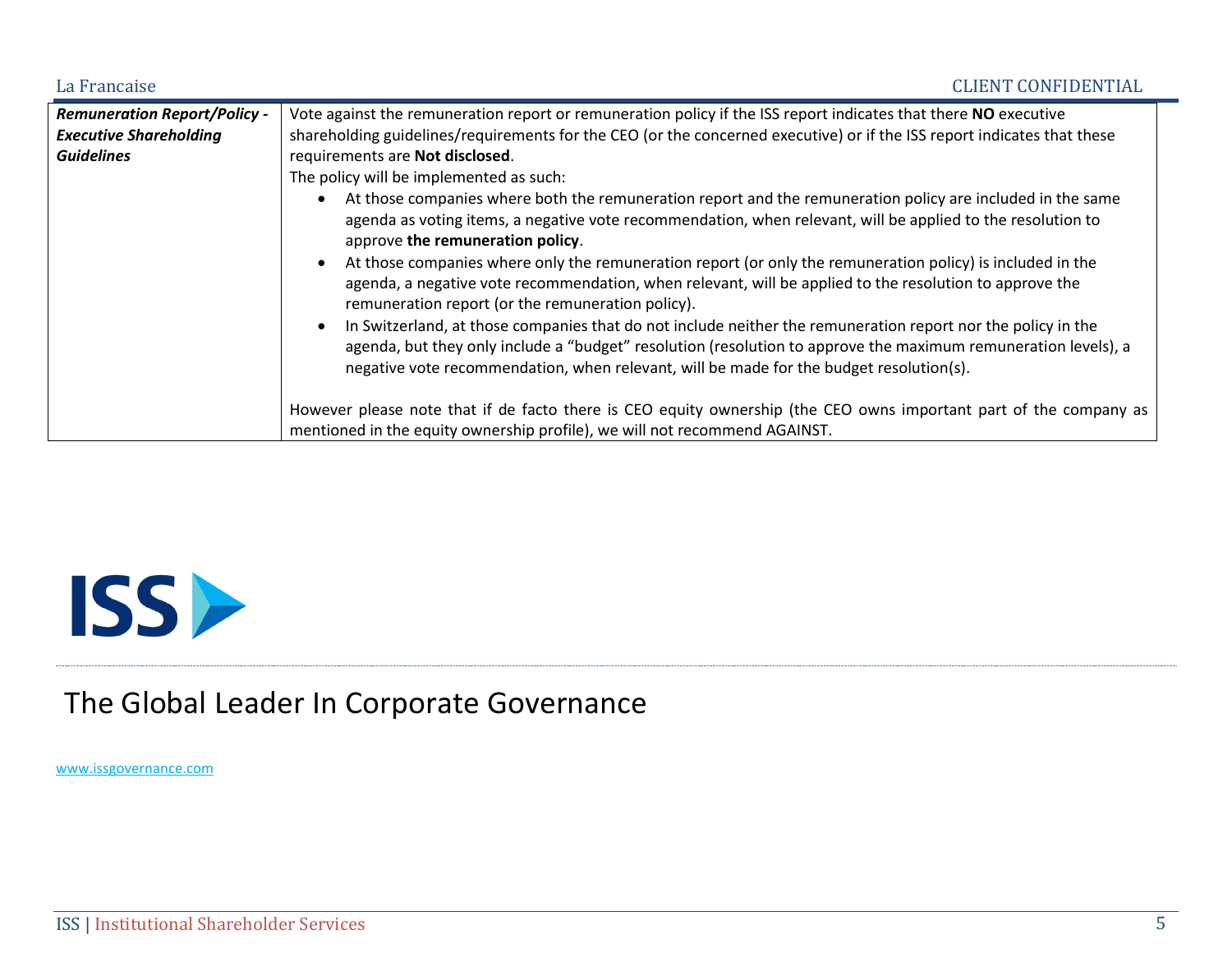| | |
|---|---|
| ***Remuneration Report/Policy - Executive Shareholding Guidelines*** | Vote against the remuneration report or remuneration policy if the ISS report indicates that there **NO** executive shareholding guidelines/requirements for the CEO (or the concerned executive) or if the ISS report indicates that these requirements are **Not disclosed**.<br>The policy will be implemented as such:<br>• At those companies where both the remuneration report and the remuneration policy are included in the same agenda as voting items, a negative vote recommendation, when relevant, will be applied to the resolution to approve **the remuneration policy**.<br>• At those companies where only the remuneration report (or only the remuneration policy) is included in the agenda, a negative vote recommendation, when relevant, will be applied to the resolution to approve the remuneration report (or the remuneration policy).<br>• In Switzerland, at those companies that do not include neither the remuneration report nor the policy in the agenda, but they only include a "budget" resolution (resolution to approve the maximum remuneration levels), a negative vote recommendation, when relevant, will be made for the budget resolution(s).<br><br>However please note that if de facto there is CEO equity ownership (the CEO owns important part of the company as mentioned in the equity ownership profile), we will not recommend AGAINST. |

ISS

The Global Leader In Corporate Governance

www.issgovernance.com